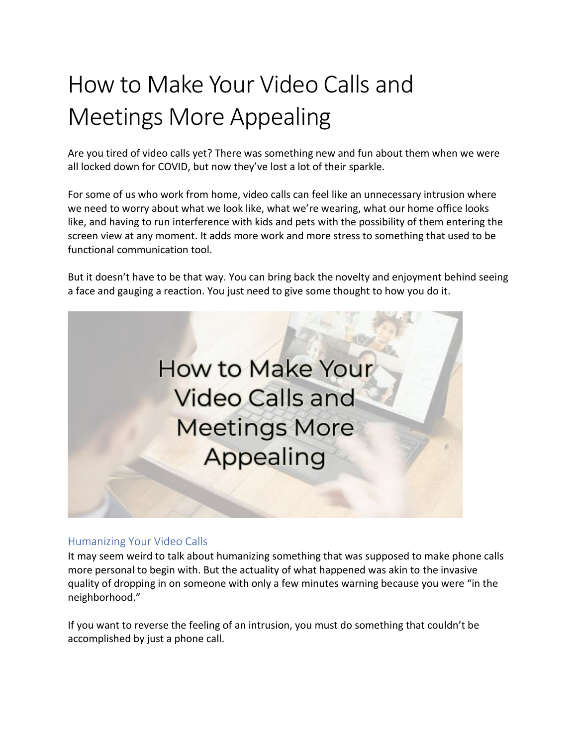# How to Make Your Video Calls and Meetings More Appealing

Are you tired of video calls yet? There was something new and fun about them when we were all locked down for COVID, but now they've lost a lot of their sparkle.

For some of us who work from home, video calls can feel like an unnecessary intrusion where we need to worry about what we look like, what we're wearing, what our home office looks like, and having to run interference with kids and pets with the possibility of them entering the screen view at any moment. It adds more work and more stress to something that used to be functional communication tool.

But it doesn't have to be that way. You can bring back the novelty and enjoyment behind seeing a face and gauging a reaction. You just need to give some thought to how you do it.

## Humanizing Your Video Calls

It may seem weird to talk about humanizing something that was supposed to make phone calls more personal to begin with. But the actuality of what happened was akin to the invasive quality of dropping in on someone with only a few minutes warning because you were "in the neighborhood."

If you want to reverse the feeling of an intrusion, you must do something that couldn't be accomplished by just a phone call.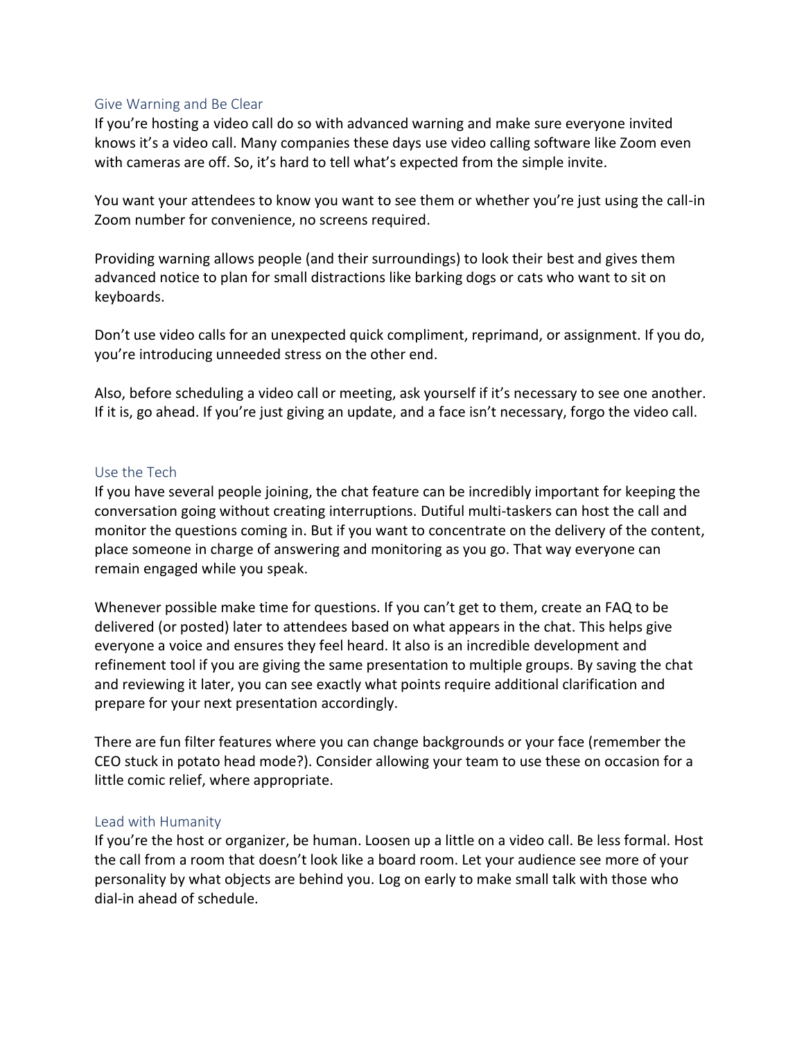## Give Warning and Be Clear

If you're hosting a video call do so with advanced warning and make sure everyone invited knows it's a video call. Many companies these days use video calling software like Zoom even with cameras are off. So, it's hard to tell what's expected from the simple invite.

You want your attendees to know you want to see them or whether you're just using the call-in Zoom number for convenience, no screens required.

Providing warning allows people (and their surroundings) to look their best and gives them advanced notice to plan for small distractions like barking dogs or cats who want to sit on keyboards.

Don't use video calls for an unexpected quick compliment, reprimand, or assignment. If you do, you're introducing unneeded stress on the other end.

Also, before scheduling a video call or meeting, ask yourself if it's necessary to see one another. If it is, go ahead. If you're just giving an update, and a face isn't necessary, forgo the video call.

## Use the Tech

If you have several people joining, the chat feature can be incredibly important for keeping the conversation going without creating interruptions. Dutiful multi-taskers can host the call and monitor the questions coming in. But if you want to concentrate on the delivery of the content, place someone in charge of answering and monitoring as you go. That way everyone can remain engaged while you speak.

Whenever possible make time for questions. If you can't get to them, create an FAQ to be delivered (or posted) later to attendees based on what appears in the chat. This helps give everyone a voice and ensures they feel heard. It also is an incredible development and refinement tool if you are giving the same presentation to multiple groups. By saving the chat and reviewing it later, you can see exactly what points require additional clarification and prepare for your next presentation accordingly.

There are fun filter features where you can change backgrounds or your face (remember the CEO stuck in potato head mode?). Consider allowing your team to use these on occasion for a little comic relief, where appropriate.

## Lead with Humanity

If you're the host or organizer, be human. Loosen up a little on a video call. Be less formal. Host the call from a room that doesn't look like a board room. Let your audience see more of your personality by what objects are behind you. Log on early to make small talk with those who dial-in ahead of schedule.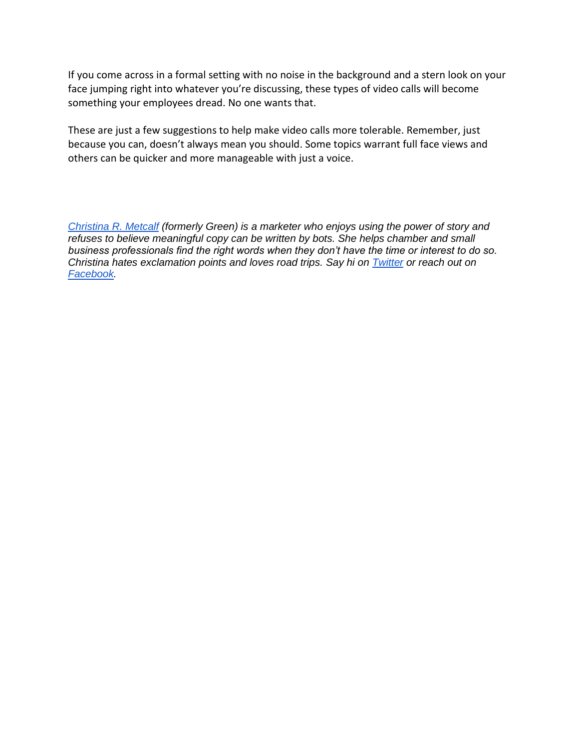If you come across in a formal setting with no noise in the background and a stern look on your face jumping right into whatever you're discussing, these types of video calls will become something your employees dread. No one wants that.

These are just a few suggestions to help make video calls more tolerable. Remember, just because you can, doesn't always mean you should. Some topics warrant full face views and others can be quicker and more manageable with just a voice.

*Christina R. Metcalf (formerly Green) is a marketer who enjoys using the power of story and refuses to believe meaningful copy can be written by bots. She helps chamber and small business professionals find the right words when they don't have the time or interest to do so. Christina hates exclamation points and loves road trips. Say hi on Twitter or reach out on Facebook.*